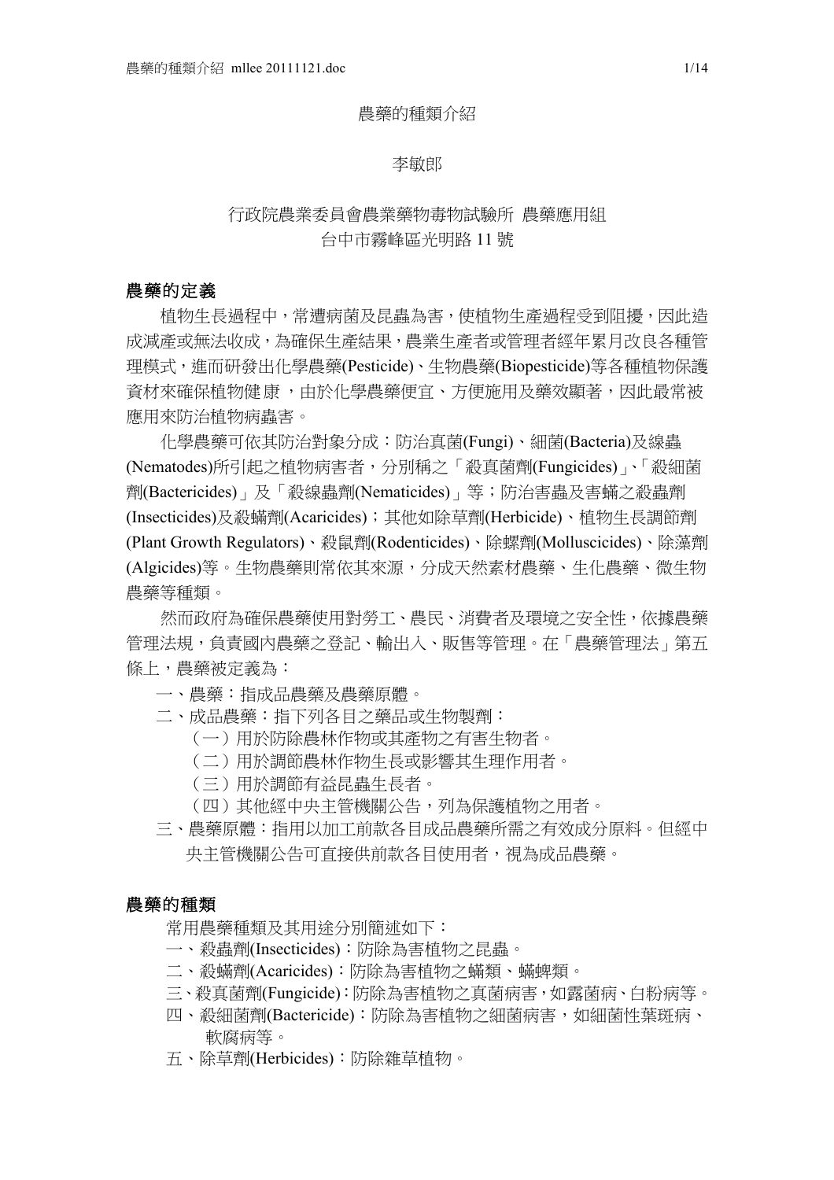# 農藥的種類介紹

李敏郎

行政院農業委員會農業藥物毒物試驗所 農藥應用組
台中市霧峰區光明路 11 號

## 農藥的定義

植物生長過程中，常遭病菌及昆蟲為害，使植物生產過程受到阻擾，因此造成減產或無法收成，為確保生產結果，農業生產者或管理者經年累月改良各種管理模式，進而研發出化學農藥(Pesticide)、生物農藥(Biopesticide)等各種植物保護資材來確保植物健康，由於化學農藥便宜、方便施用及藥效顯著，因此最常被應用來防治植物病蟲害。

化學農藥可依其防治對象分成：防治真菌(Fungi)、細菌(Bacteria)及線蟲(Nematodes)所引起之植物病害者，分別稱之「殺真菌劑(Fungicides)」、「殺細菌劑(Bactericides)」及「殺線蟲劑(Nematicides)」等；防治害蟲及害蟎之殺蟲劑(Insecticides)及殺蟎劑(Acaricides)；其他如除草劑(Herbicide)、植物生長調節劑(Plant Growth Regulators)、殺鼠劑(Rodenticides)、除螺劑(Molluscicides)、除藻劑(Algicides)等。生物農藥則常依其來源，分成天然素材農藥、生化農藥、微生物農藥等種類。

然而政府為確保農藥使用對勞工、農民、消費者及環境之安全性，依據農藥管理法規，負責國內農藥之登記、輸出入、販售等管理。在「農藥管理法」第五條上，農藥被定義為：

一、農藥：指成品農藥及農藥原體。

二、成品農藥：指下列各目之藥品或生物製劑：

（一）用於防除農林作物或其產物之有害生物者。

（二）用於調節農林作物生長或影響其生理作用者。

（三）用於調節有益昆蟲生長者。

（四）其他經中央主管機關公告，列為保護植物之用者。

三、農藥原體：指用以加工前款各目成品農藥所需之有效成分原料。但經中央主管機關公告可直接供前款各目使用者，視為成品農藥。

## 農藥的種類

常用農藥種類及其用途分別簡述如下：

一、殺蟲劑(Insecticides)：防除為害植物之昆蟲。

二、殺蟎劑(Acaricides)：防除為害植物之蟎類、蜱類。

三、殺真菌劑(Fungicide)：防除為害植物之真菌病害，如露菌病、白粉病等。

四、殺細菌劑(Bactericide)：防除為害植物之細菌病害，如細菌性葉斑病、軟腐病等。

五、除草劑(Herbicides)：防除雜草植物。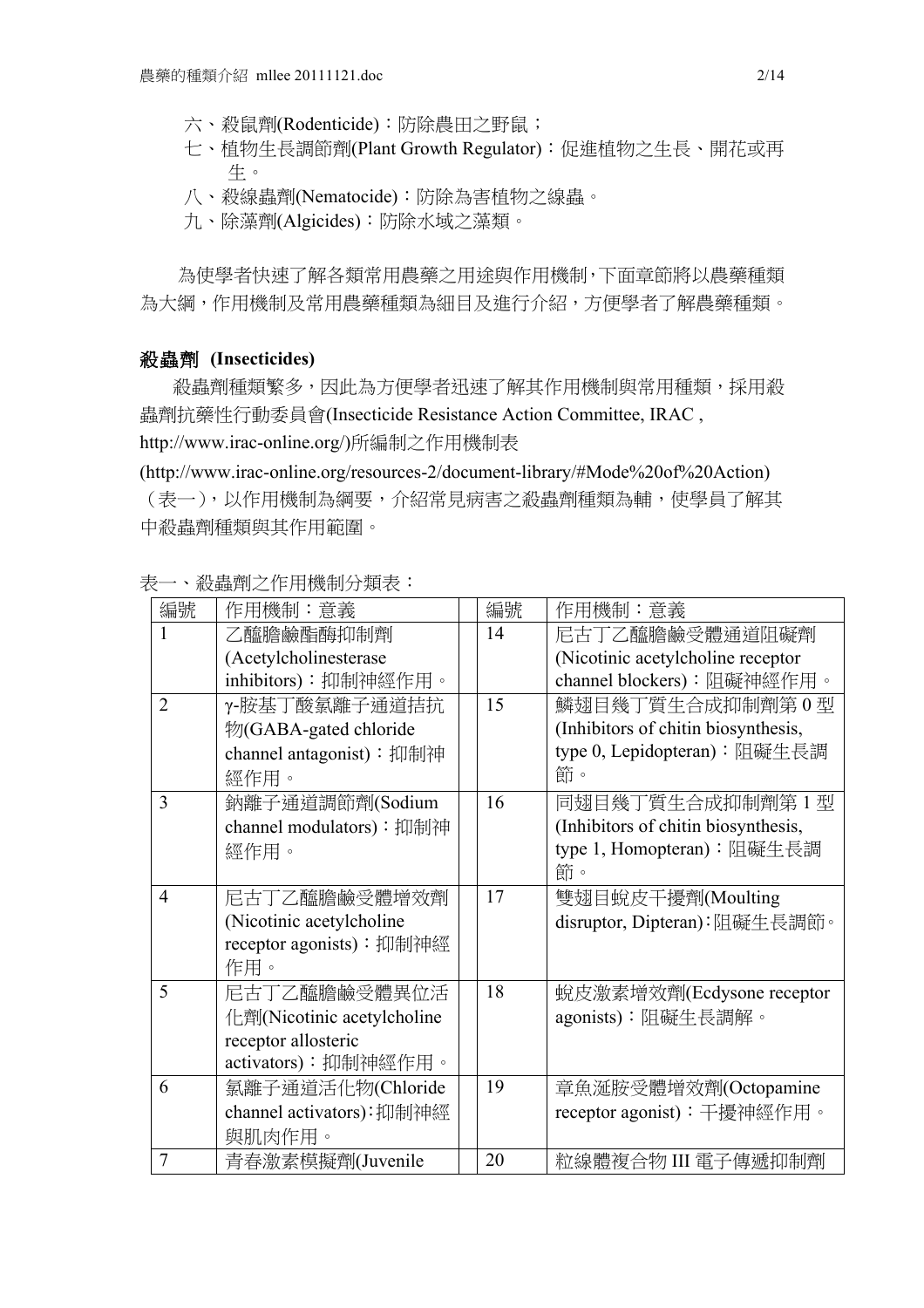六、殺鼠劑(Rodenticide)：防除農田之野鼠；

七、植物生長調節劑(Plant Growth Regulator)：促進植物之生長、開花或再生。

八、殺線蟲劑(Nematocide)：防除為害植物之線蟲。

九、除藻劑(Algicides)：防除水域之藻類。

為使學者快速了解各類常用農藥之用途與作用機制，下面章節將以農藥種類為大綱，作用機制及常用農藥種類為細目及進行介紹，方便學者了解農藥種類。

## 殺蟲劑 (Insecticides)

殺蟲劑種類繁多，因此為方便學者迅速了解其作用機制與常用種類，採用殺蟲劑抗藥性行動委員會(Insecticide Resistance Action Committee, IRAC , http://www.irac-online.org/)所編制之作用機制表 (http://www.irac-online.org/resources-2/document-library/#Mode%20of%20Action)（表一），以作用機制為綱要，介紹常見病害之殺蟲劑種類為輔，使學員了解其中殺蟲劑種類與其作用範圍。

表一、殺蟲劑之作用機制分類表：

| 編號 | 作用機制：意義 | 編號 | 作用機制：意義 |
|---|---|---|---|
| 1 | 乙醯膽鹼酯酶抑制劑(Acetylcholinesterase inhibitors)：抑制神經作用。 | 14 | 尼古丁乙醯膽鹼受體通道阻礙劑(Nicotinic acetylcholine receptor channel blockers)：阻礙神經作用。 |
| 2 | γ-胺基丁酸氯離子通道拮抗物(GABA-gated chloride channel antagonist)：抑制神經作用。 | 15 | 鱗翅目幾丁質生合成抑制劑第 0 型(Inhibitors of chitin biosynthesis, type 0, Lepidopteran)：阻礙生長調節。 |
| 3 | 鈉離子通道調節劑(Sodium channel modulators)：抑制神經作用。 | 16 | 同翅目幾丁質生合成抑制劑第 1 型(Inhibitors of chitin biosynthesis, type 1, Homopteran)：阻礙生長調節。 |
| 4 | 尼古丁乙醯膽鹼受體增效劑(Nicotinic acetylcholine receptor agonists)：抑制神經作用。 | 17 | 雙翅目蛻皮干擾劑(Moulting disruptor, Dipteran)：阻礙生長調節。 |
| 5 | 尼古丁乙醯膽鹼受體異位活化劑(Nicotinic acetylcholine receptor allosteric activators)：抑制神經作用。 | 18 | 蛻皮激素增效劑(Ecdysone receptor agonists)：阻礙生長調解。 |
| 6 | 氯離子通道活化物(Chloride channel activators)：抑制神經與肌肉作用。 | 19 | 章魚涎胺受體增效劑(Octopamine receptor agonist)：干擾神經作用。 |
| 7 | 青春激素模擬劑(Juvenile | 20 | 粒線體複合物 III 電子傳遞抑制劑 |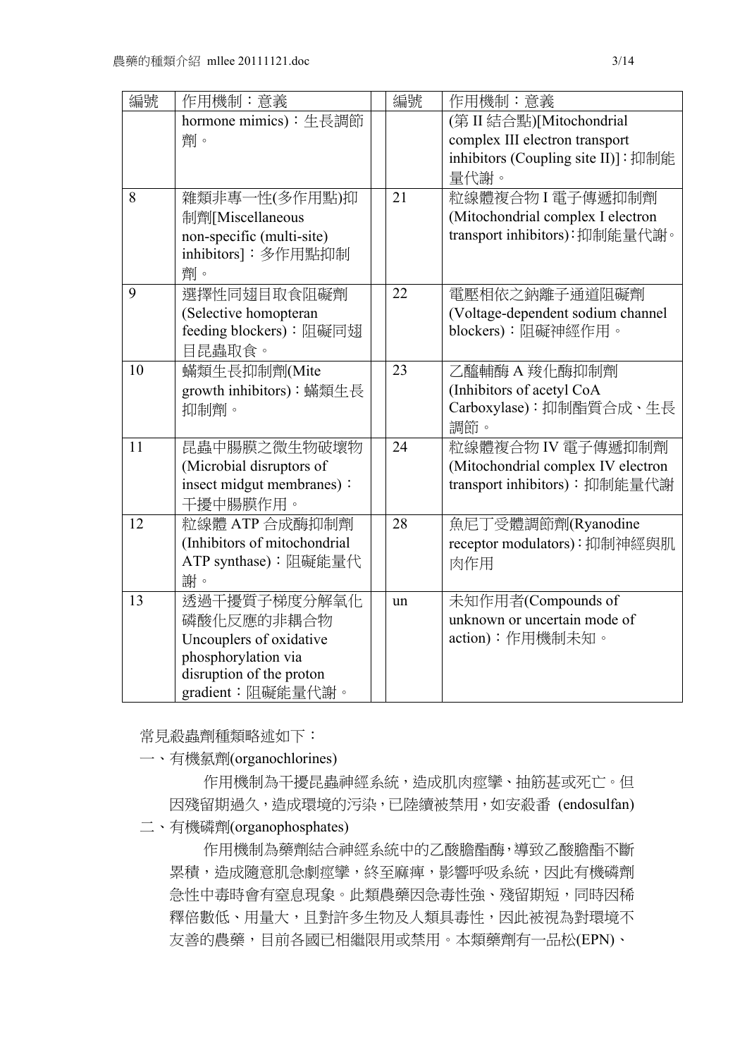| 編號 | 作用機制：意義 | 編號 | 作用機制：意義 |
|---|---|---|---|
| | hormone mimics)：生長調節劑。 | | (第 II 結合點)[Mitochondrial complex III electron transport inhibitors (Coupling site II)]：抑制能量代謝。 |
| 8 | 雜類非專一性(多作用點)抑制劑[Miscellaneous non-specific (multi-site) inhibitors]：多作用點抑制劑。 | 21 | 粒線體複合物 I 電子傳遞抑制劑(Mitochondrial complex I electron transport inhibitors)：抑制能量代謝。 |
| 9 | 選擇性同翅目取食阻礙劑(Selective homopteran feeding blockers)：阻礙同翅目昆蟲取食。 | 22 | 電壓相依之鈉離子通道阻礙劑(Voltage-dependent sodium channel blockers)：阻礙神經作用。 |
| 10 | 蟎類生長抑制劑(Mite growth inhibitors)：蟎類生長抑制劑。 | 23 | 乙醯輔酶 A 羧化酶抑制劑(Inhibitors of acetyl CoA Carboxylase)：抑制酯質合成、生長調節。 |
| 11 | 昆蟲中腸膜之微生物破壞物(Microbial disruptors of insect midgut membranes)：干擾中腸膜作用。 | 24 | 粒線體複合物 IV 電子傳遞抑制劑(Mitochondrial complex IV electron transport inhibitors)：抑制能量代謝 |
| 12 | 粒線體 ATP 合成酶抑制劑(Inhibitors of mitochondrial ATP synthase)：阻礙能量代謝。 | 28 | 魚尼丁受體調節劑(Ryanodine receptor modulators)：抑制神經與肌肉作用 |
| 13 | 透過干擾質子梯度分解氧化磷酸化反應的非耦合物 Uncouplers of oxidative phosphorylation via disruption of the proton gradient：阻礙能量代謝。 | un | 未知作用者(Compounds of unknown or uncertain mode of action)：作用機制未知。 |

常見殺蟲劑種類略述如下：

一、有機氯劑(organochlorines)

作用機制為干擾昆蟲神經系統，造成肌肉痙攣、抽筋甚或死亡。但因殘留期過久，造成環境的污染，已陸續被禁用，如安殺番 (endosulfan)

二、有機磷劑(organophosphates)

作用機制為藥劑結合神經系統中的乙酸膽酯酶，導致乙酸膽酯不斷累積，造成隨意肌急劇痙攣，終至麻痺，影響呼吸系統，因此有機磷劑急性中毒時會有窒息現象。此類農藥因急毒性強、殘留期短，同時因稀釋倍數低、用量大，且對許多生物及人類具毒性，因此被視為對環境不友善的農藥，目前各國已相繼限用或禁用。本類藥劑有一品松(EPN)、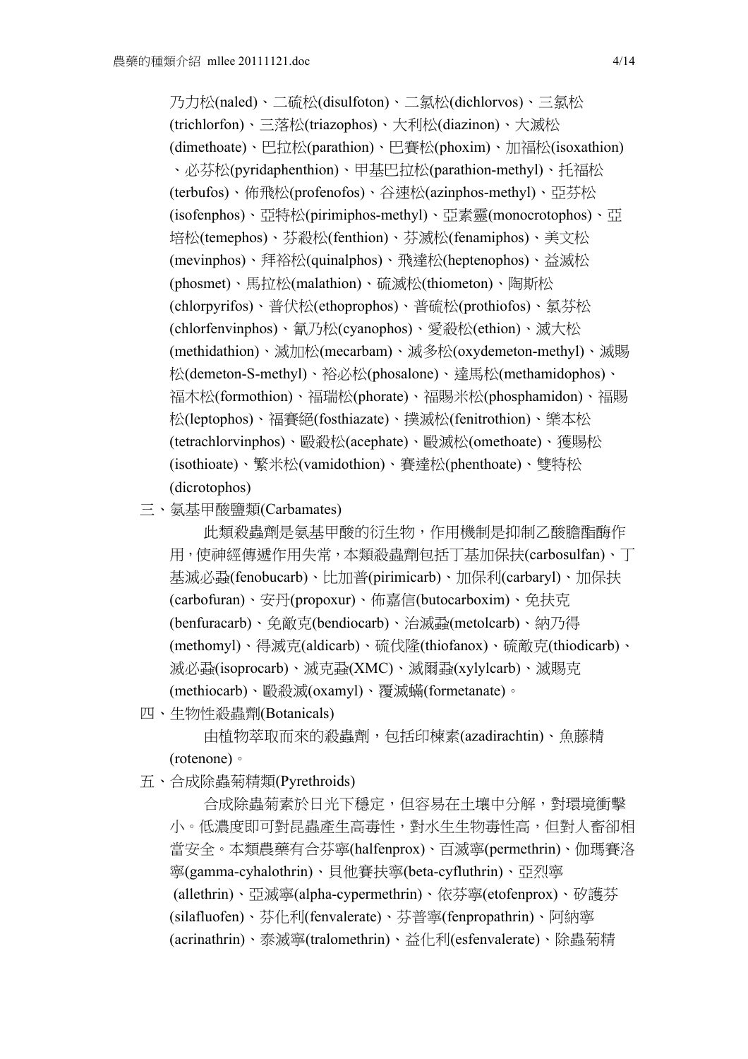乃力松(naled)、二硫松(disulfoton)、二氯松(dichlorvos)、三氯松(trichlorfon)、三落松(triazophos)、大利松(diazinon)、大滅松(dimethoate)、巴拉松(parathion)、巴賽松(phoxim)、加福松(isoxathion)、必芬松(pyridaphenthion)、甲基巴拉松(parathion-methyl)、托福松(terbufos)、佈飛松(profenofos)、谷速松(azinphos-methyl)、亞芬松(isofenphos)、亞特松(pirimiphos-methyl)、亞素靈(monocrotophos)、亞培松(temephos)、芬殺松(fenthion)、芬滅松(fenamiphos)、美文松(mevinphos)、拜裕松(quinalphos)、飛達松(heptenophos)、益滅松(phosmet)、馬拉松(malathion)、硫滅松(thiometon)、陶斯松(chlorpyrifos)、普伏松(ethoprophos)、普硫松(prothiofos)、氯芬松(chlorfenvinphos)、氰乃松(cyanophos)、愛殺松(ethion)、滅大松(methidathion)、滅加松(mecarbam)、滅多松(oxydemeton-methyl)、滅賜松(demeton-S-methyl)、裕必松(phosalone)、達馬松(methamidophos)、福木松(formothion)、福瑞松(phorate)、福賜米松(phosphamidon)、福賜松(leptophos)、福賽絕(fosthiazate)、撲滅松(fenitrothion)、樂本松(tetrachlorvinphos)、毆殺松(acephate)、毆滅松(omethoate)、獲賜松(isothioate)、繁米松(vamidothion)、賽達松(phenthoate)、雙特松(dicrotophos)

三、氨基甲酸鹽類(Carbamates)

此類殺蟲劑是氨基甲酸的衍生物，作用機制是抑制乙醯膽酯酶作用，使神經傳遞作用失常，本類殺蟲劑包括丁基加保扶(carbosulfan)、丁基滅必蝨(fenobucarb)、比加普(pirimicarb)、加保利(carbaryl)、加保扶(carbofuran)、安丹(propoxur)、佈嘉信(butocarboxim)、免扶克(benfuracarb)、免敵克(bendiocarb)、治滅蝨(metolcarb)、納乃得(methomyl)、得滅克(aldicarb)、硫伐隆(thiofanox)、硫敵克(thiodicarb)、滅必蝨(isoprocarb)、滅克蝨(XMC)、滅爾蝨(xylylcarb)、滅賜克(methiocarb)、毆殺滅(oxamyl)、覆滅蟎(formetanate)。

四、生物性殺蟲劑(Botanicals)

由植物萃取而來的殺蟲劑，包括印楝素(azadirachtin)、魚藤精(rotenone)。

五、合成除蟲菊精類(Pyrethroids)

合成除蟲菊素於日光下穩定，但容易在土壤中分解，對環境衝擊小。低濃度即可對昆蟲產生高毒性，對水生生物毒性高，但對人畜卻相當安全。本類農藥有合芬寧(halfenprox)、百滅寧(permethrin)、伽瑪賽洛寧(gamma-cyhalothrin)、貝他賽扶寧(beta-cyfluthrin)、亞烈寧(allethrin)、亞滅寧(alpha-cypermethrin)、依芬寧(etofenprox)、矽護芬(silafluofen)、芬化利(fenvalerate)、芬普寧(fenpropathrin)、阿納寧(acrinathrin)、泰滅寧(tralomethrin)、益化利(esfenvalerate)、除蟲菊精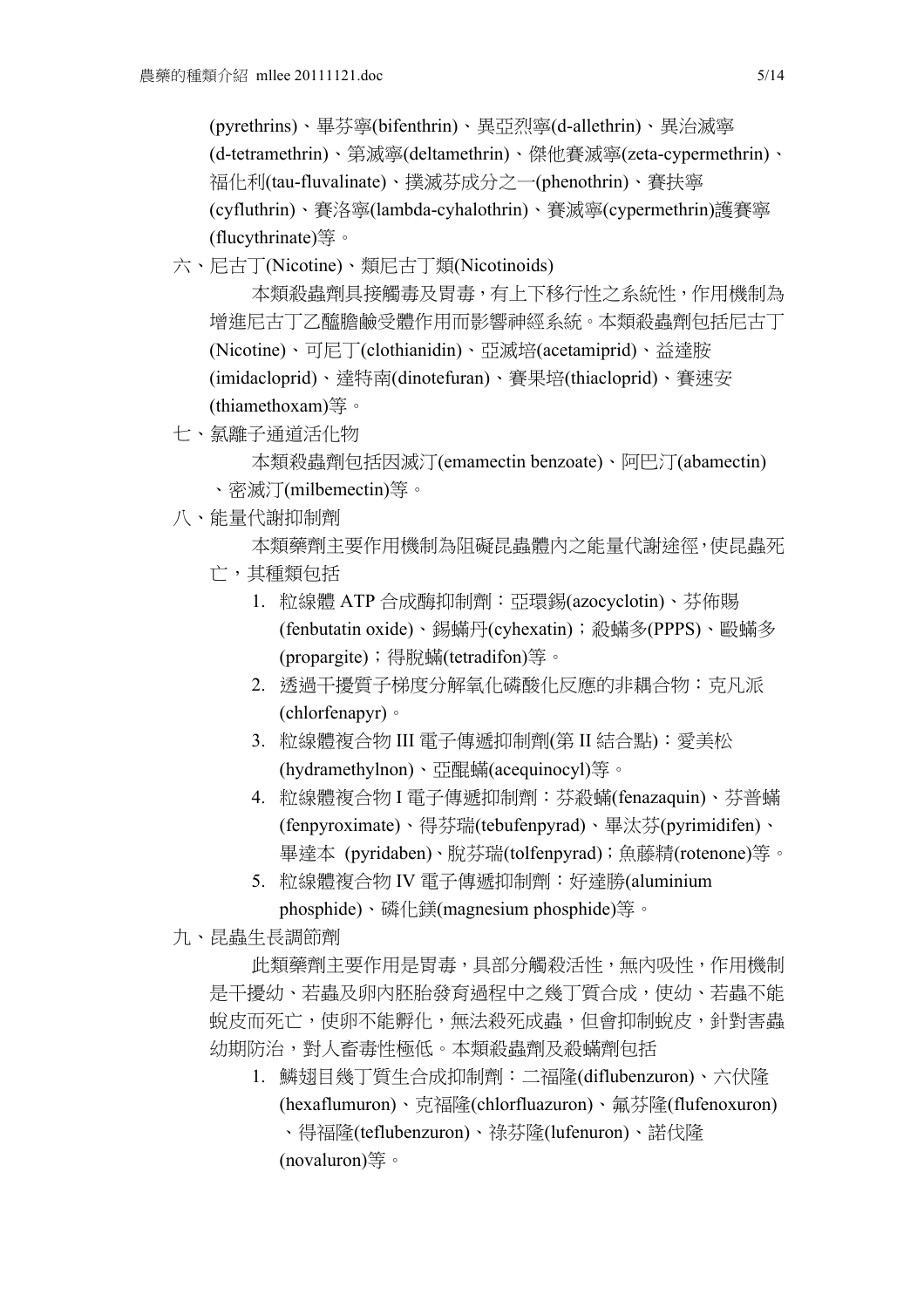(pyrethrins)、畢芬寧(bifenthrin)、異亞烈寧(d-allethrin)、異治滅寧(d-tetramethrin)、第滅寧(deltamethrin)、傑他賽滅寧(zeta-cypermethrin)、福化利(tau-fluvalinate)、撲滅芬成分之一(phenothrin)、賽扶寧(cyfluthrin)、賽洛寧(lambda-cyhalothrin)、賽滅寧(cypermethrin)護賽寧(flucythrinate)等。

六、尼古丁(Nicotine)、類尼古丁類(Nicotinoids)

本類殺蟲劑具接觸毒及胃毒，有上下移行性之系統性，作用機制為增進尼古丁乙醯膽鹼受體作用而影響神經系統。本類殺蟲劑包括尼古丁(Nicotine)、可尼丁(clothianidin)、亞滅培(acetamiprid)、益達胺(imidacloprid)、達特南(dinotefuran)、賽果培(thiacloprid)、賽速安(thiamethoxam)等。

七、氯離子通道活化物

本類殺蟲劑包括因滅汀(emamectin benzoate)、阿巴汀(abamectin)、密滅汀(milbemectin)等。

八、能量代謝抑制劑

本類藥劑主要作用機制為阻礙昆蟲體內之能量代謝途徑，使昆蟲死亡，其種類包括

1. 粒線體 ATP 合成酶抑制劑：亞環錫(azocyclotin)、芬佈賜(fenbutatin oxide)、錫蟎丹(cyhexatin)；殺蟎多(PPPS)、毆蟎多(propargite)；得脫蟎(tetradifon)等。
2. 透過干擾質子梯度分解氧化磷酸化反應的非耦合物：克凡派(chlorfenapyr)。
3. 粒線體複合物 III 電子傳遞抑制劑(第 II 結合點)：愛美松(hydramethylnon)、亞醌蟎(acequinocyl)等。
4. 粒線體複合物 I 電子傳遞抑制劑：芬殺蟎(fenazaquin)、芬普蟎(fenpyroximate)、得芬瑞(tebufenpyrad)、畢汰芬(pyrimidifen)、畢達本 (pyridaben)、脫芬瑞(tolfenpyrad)；魚藤精(rotenone)等。
5. 粒線體複合物 IV 電子傳遞抑制劑：好達勝(aluminium phosphide)、磷化鎂(magnesium phosphide)等。

九、昆蟲生長調節劑

此類藥劑主要作用是胃毒，具部分觸殺活性，無內吸性，作用機制是干擾幼、若蟲及卵內胚胎發育過程中之幾丁質合成，使幼、若蟲不能蛻皮而死亡，使卵不能孵化，無法殺死成蟲，但會抑制蛻皮，針對害蟲幼期防治，對人畜毒性極低。本類殺蟲劑及殺蟎劑包括

1. 鱗翅目幾丁質生合成抑制劑：二福隆(diflubenzuron)、六伏隆(hexaflumuron)、克福隆(chlorfluazuron)、氟芬隆(flufenoxuron)、得福隆(teflubenzuron)、祿芬隆(lufenuron)、諾伐隆(novaluron)等。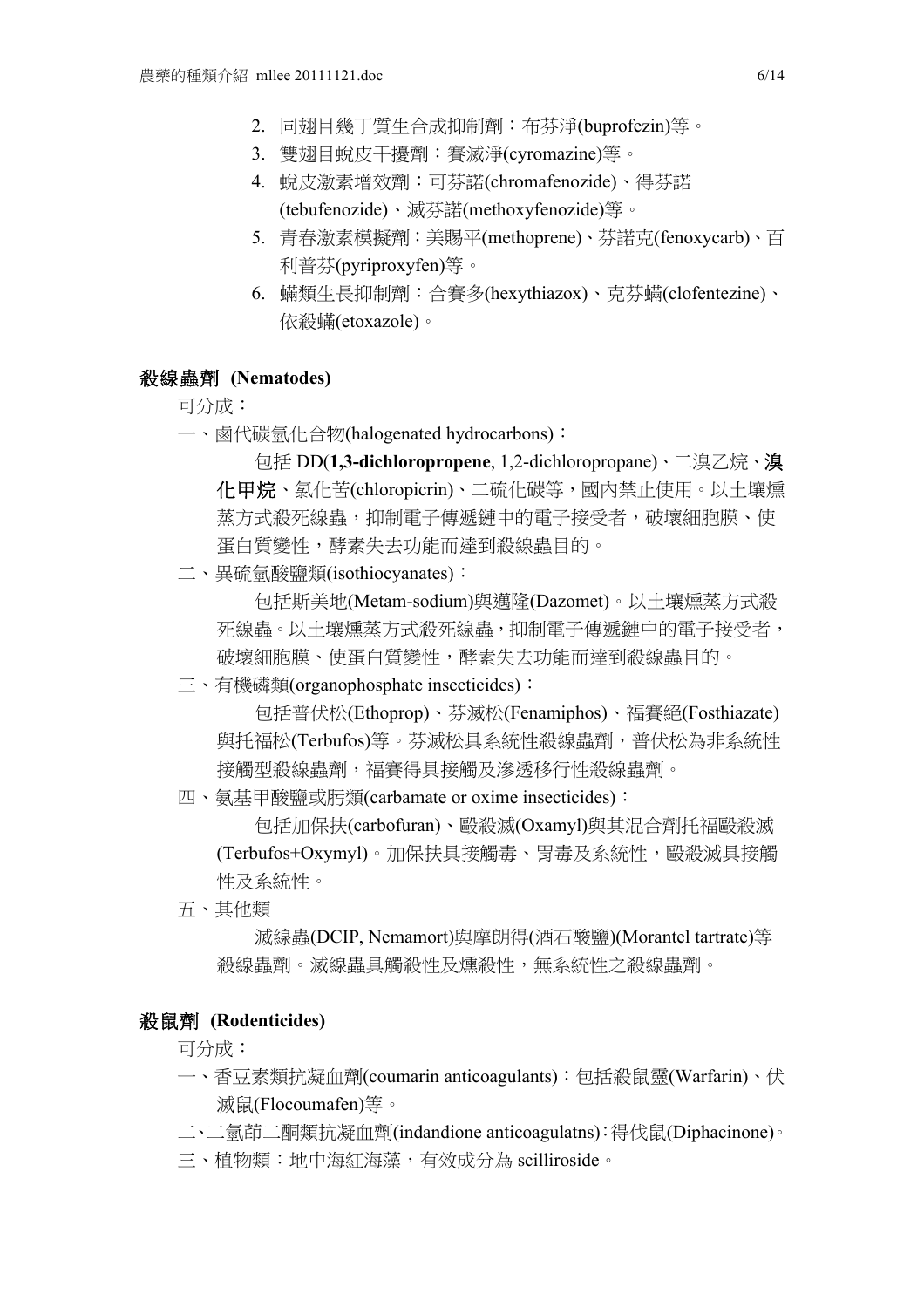2. 同翅目幾丁質生合成抑制劑：布芬淨(buprofezin)等。
3. 雙翅目蛻皮干擾劑：賽滅淨(cyromazine)等。
4. 蛻皮激素增效劑：可芬諾(chromafenozide)、得芬諾(tebufenozide)、滅芬諾(methoxyfenozide)等。
5. 青春激素模擬劑：美賜平(methoprene)、芬諾克(fenoxycarb)、百利普芬(pyriproxyfen)等。
6. 蟎類生長抑制劑：合賽多(hexythiazox)、克芬蟎(clofentezine)、依殺蟎(etoxazole)。

## 殺線蟲劑 (Nematodes)

可分成：

一、鹵代碳氫化合物(halogenated hydrocarbons)：

包括 DD(**1,3-dichloropropene**, 1,2-dichloropropane)、二溴乙烷、**溴化甲烷**、氯化苦(chloropicrin)、二硫化碳等，國內禁止使用。以土壤燻蒸方式殺死線蟲，抑制電子傳遞鏈中的電子接受者，破壞細胞膜、使蛋白質變性，酵素失去功能而達到殺線蟲目的。

二、異硫氰酸鹽類(isothiocyanates)：

包括斯美地(Metam-sodium)與邁隆(Dazomet)。以土壤燻蒸方式殺死線蟲。以土壤燻蒸方式殺死線蟲，抑制電子傳遞鏈中的電子接受者，破壞細胞膜、使蛋白質變性，酵素失去功能而達到殺線蟲目的。

三、有機磷類(organophosphate insecticides)：

包括普伏松(Ethoprop)、芬滅松(Fenamiphos)、福賽絕(Fosthiazate)與托福松(Terbufos)等。芬滅松具系統性殺線蟲劑，普伏松為非系統性接觸型殺線蟲劑，福賽得具接觸及滲透移行性殺線蟲劑。

四、氨基甲酸鹽或肟類(carbamate or oxime insecticides)：

包括加保扶(carbofuran)、毆殺滅(Oxamyl)與其混合劑托福毆殺滅(Terbufos+Oxymyl)。加保扶具接觸毒、胃毒及系統性，毆殺滅具接觸性及系統性。

五、其他類

滅線蟲(DCIP, Nemamort)與摩朗得(酒石酸鹽)(Morantel tartrate)等殺線蟲劑。滅線蟲具觸殺性及燻殺性，無系統性之殺線蟲劑。

## 殺鼠劑 (Rodenticides)

可分成：

一、香豆素類抗凝血劑(coumarin anticoagulants)：包括殺鼠靈(Warfarin)、伏滅鼠(Flocoumafen)等。

二、二氫茚二酮類抗凝血劑(indandione anticoagulatns)：得伐鼠(Diphacinone)。

三、植物類：地中海紅海藻，有效成分為 scilliroside。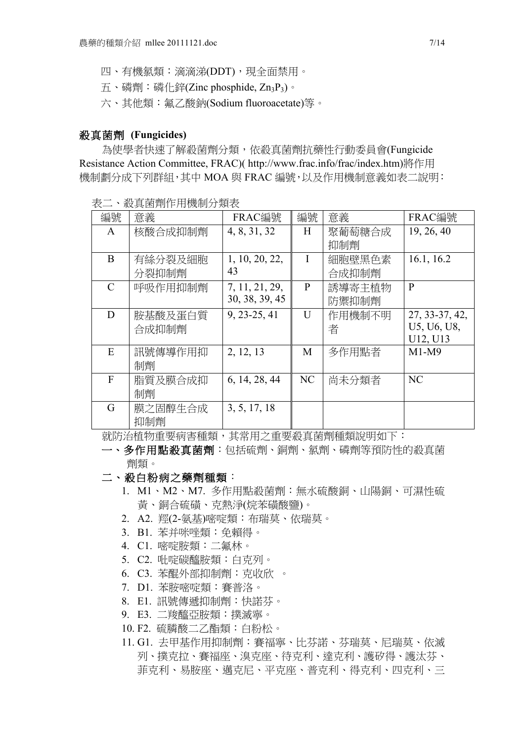四、有機氯類：滴滴涕(DDT)，現全面禁用。

五、磷劑：磷化鋅(Zinc phosphide, $Zn_3P_2$)。

六、其他類：氟乙酸鈉(Sodium fluoroacetate)等。

## 殺真菌劑 (Fungicides)

為使學者快速了解殺菌劑分類，依殺真菌劑抗藥性行動委員會(Fungicide Resistance Action Committee, FRAC)( http://www.frac.info/frac/index.htm)將作用機制劃分成下列群組，其中 MOA 與 FRAC 編號，以及作用機制意義如表二說明：

表二、殺真菌劑作用機制分類表

| 編號 | 意義 | FRAC編號 | 編號 | 意義 | FRAC編號 |
|---|---|---|---|---|---|
| A | 核酸合成抑制劑 | 4, 8, 31, 32 | H | 聚葡萄糖合成抑制劑 | 19, 26, 40 |
| B | 有絲分裂及細胞分裂抑制劑 | 1, 10, 20, 22, 43 | I | 細胞壁黑色素合成抑制劑 | 16.1, 16.2 |
| C | 呼吸作用抑制劑 | 7, 11, 21, 29, 30, 38, 39, 45 | P | 誘導寄主植物防禦抑制劑 | P |
| D | 胺基酸及蛋白質合成抑制劑 | 9, 23-25, 41 | U | 作用機制不明者 | 27, 33-37, 42, U5, U6, U8, U12, U13 |
| E | 訊號傳導作用抑制劑 | 2, 12, 13 | M | 多作用點者 | M1-M9 |
| F | 脂質及膜合成抑制劑 | 6, 14, 28, 44 | NC | 尚未分類者 | NC |
| G | 膜之固醇生合成抑制劑 | 3, 5, 17, 18 | | | |

就防治植物重要病害種類，其常用之重要殺真菌劑種類說明如下：

**一、多作用點殺真菌劑**：包括硫劑、銅劑、氯劑、磷劑等預防性的殺真菌劑類。

**二、殺白粉病之藥劑種類**：

1. M1、M2、M7. 多作用點殺菌劑：無水硫酸銅、山陽銅、可濕性硫黃、銅合硫磺、克熱淨(烷苯磺酸鹽)。
2. A2. 羥(2-氨基)嘧啶類：布瑞莫、依瑞莫。
3. B1. 苯并咪唑類：免賴得。
4. C1. 嘧啶胺類：二氟林。
5. C2. 吡啶碳醯胺類：白克列。
6. C3. 苯醌外部抑制劑：克收欣 。
7. D1. 苯胺嘧啶類：賽普洛。
8. E1. 訊號傳遞抑制劑：快諾芬。
9. E3. 二羧醯亞胺類：撲滅寧。
10. F2. 硫膦酸二乙酯類：白粉松。
11. G1. 去甲基作用抑制劑：賽福寧、比芬諾、芬瑞莫、尼瑞莫、依滅列、撲克拉、賽福座、溴克座、待克利、達克利、護矽得、護汰芬、菲克利、易胺座、邁克尼、平克座、普克利、得克利、四克利、三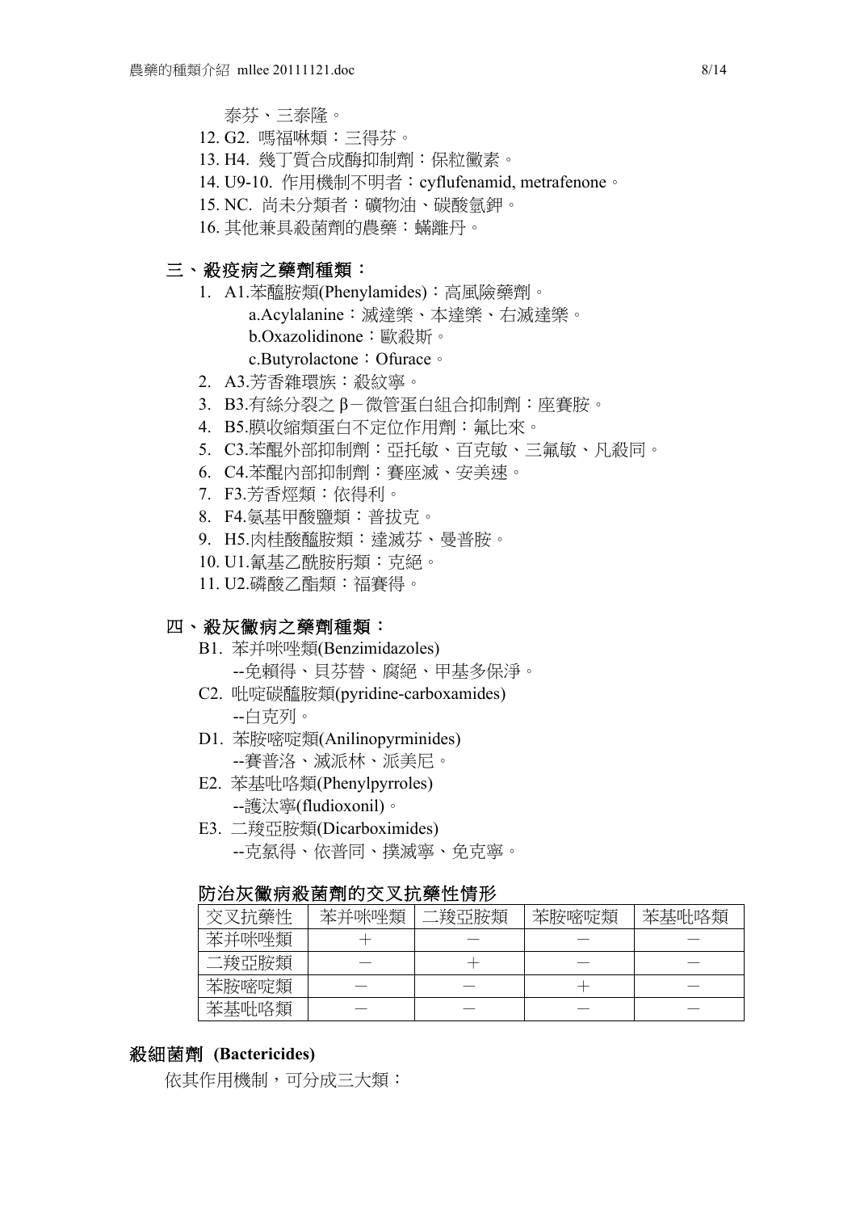泰芬、三泰隆。

12. G2. 嗎福啉類：三得芬。
13. H4. 幾丁質合成酶抑制劑：保粒黴素。
14. U9-10. 作用機制不明者：cyflufenamid, metrafenone。
15. NC. 尚未分類者：礦物油、碳酸氫鉀。
16. 其他兼具殺菌劑的農藥：蟎離丹。

## 三、殺疫病之藥劑種類：

1. A1.苯醯胺類(Phenylamides)：高風險藥劑。
   a.Acylalanine：滅達樂、本達樂、右滅達樂。
   b.Oxazolidinone：歐殺斯。
   c.Butyrolactone：Ofurace。
2. A3.芳香雜環族：殺紋寧。
3. B3.有絲分裂之 β－微管蛋白組合抑制劑：座賽胺。
4. B5.膜收縮類蛋白不定位作用劑：氟比來。
5. C3.苯醌外部抑制劑：亞托敏、百克敏、三氟敏、凡殺同。
6. C4.苯醌內部抑制劑：賽座滅、安美速。
7. F3.芳香烴類：依得利。
8. F4.氨基甲酸鹽類：普拔克。
9. H5.肉桂酸醯胺類：達滅芬、曼普胺。
10. U1.氰基乙酰胺肟類：克絕。
11. U2.磷酸乙酯類：福賽得。

## 四、殺灰黴病之藥劑種類：

B1. 苯并咪唑類(Benzimidazoles)
  --免賴得、貝芬替、腐絕、甲基多保淨。

C2. 吡啶碳醯胺類(pyridine-carboxamides)
  --白克列。

D1. 苯胺嘧啶類(Anilinopyrminides)
  --賽普洛、滅派林、派美尼。

E2. 苯基吡咯類(Phenylpyrroles)
  --護汰寧(fludioxonil)。

E3. 二羧亞胺類(Dicarboximides)
  --克氯得、依普同、撲滅寧、免克寧。

**防治灰黴病殺菌劑的交叉抗藥性情形**

| 交叉抗藥性 | 苯并咪唑類 | 二羧亞胺類 | 苯胺嘧啶類 | 苯基吡咯類 |
|---|---|---|---|---|
| 苯并咪唑類 | ＋ | － | － | － |
| 二羧亞胺類 | － | ＋ | － | － |
| 苯胺嘧啶類 | － | － | ＋ | － |
| 苯基吡咯類 | － | － | － | － |

## 殺細菌劑 (Bactericides)

依其作用機制，可分成三大類：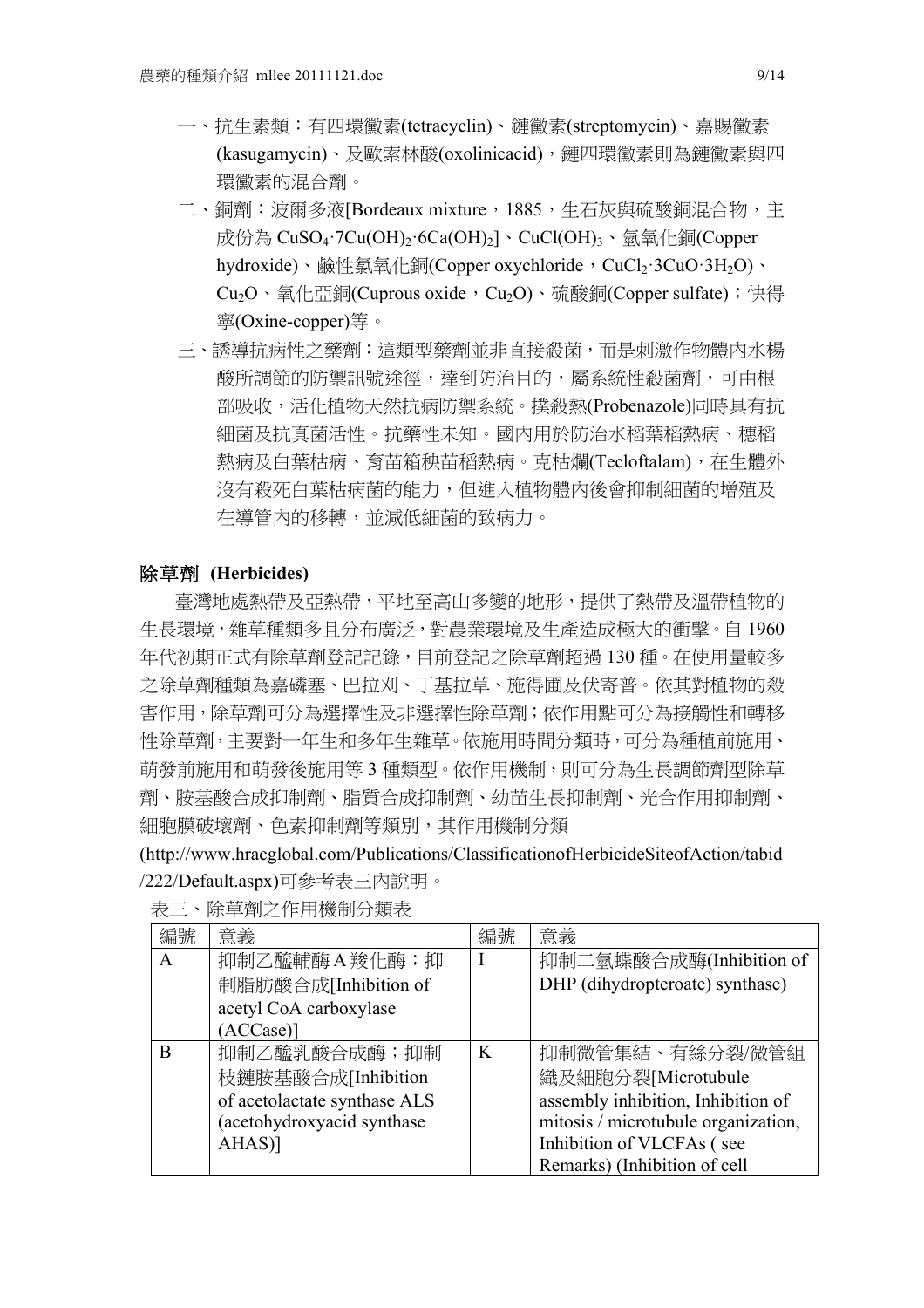一、抗生素類：有四環黴素(tetracyclin)、鏈黴素(streptomycin)、嘉賜黴素(kasugamycin)、及歐索林酸(oxolinicacid)，鏈四環黴素則為鏈黴素與四環黴素的混合劑。

二、銅劑：波爾多液[Bordeaux mixture，1885，生石灰與硫酸銅混合物，主成份為 $CuSO_4 \cdot 7Cu(OH)_2 \cdot 6Ca(OH)_2$]、$CuCl(OH)_3$、氫氧化銅(Copper hydroxide)、鹼性氯氧化銅(Copper oxychloride，$CuCl_2 \cdot 3CuO \cdot 3H_2O$)、$Cu_2O$、氧化亞銅(Cuprous oxide，$Cu_2O$)、硫酸銅(Copper sulfate)；快得寧(Oxine-copper)等。

三、誘導抗病性之藥劑：這類型藥劑並非直接殺菌，而是刺激作物體內水楊酸所調節的防禦訊號途徑，達到防治目的，屬系統性殺菌劑，可由根部吸收，活化植物天然抗病防禦系統。撲殺熱(Probenazole)同時具有抗細菌及抗真菌活性。抗藥性未知。國內用於防治水稻葉稻熱病、穗稻熱病及白葉枯病、育苗箱秧苗稻熱病。克枯爛(Tecloftalam)，在生體外沒有殺死白葉枯病菌的能力，但進入植物體內後會抑制細菌的增殖及在導管內的移轉，並減低細菌的致病力。

## 除草劑 (Herbicides)

臺灣地處熱帶及亞熱帶，平地至高山多變的地形，提供了熱帶及溫帶植物的生長環境，雜草種類多且分布廣泛，對農業環境及生產造成極大的衝擊。自 1960 年代初期正式有除草劑登記記錄，目前登記之除草劑超過 130 種。在使用量較多之除草劑種類為嘉磷塞、巴拉刈、丁基拉草、施得圃及伏寄普。依其對植物的殺害作用，除草劑可分為選擇性及非選擇性除草劑；依作用點可分為接觸性和轉移性除草劑，主要對一年生和多年生雜草。依施用時間分類時，可分為種植前施用、萌發前施用和萌發後施用等 3 種類型。依作用機制，則可分為生長調節劑型除草劑、胺基酸合成抑制劑、脂質合成抑制劑、幼苗生長抑制劑、光合作用抑制劑、細胞膜破壞劑、色素抑制劑等類別，其作用機制分類(http://www.hracglobal.com/Publications/ClassificationofHerbicideSiteofAction/tabid/222/Default.aspx)可參考表三內說明。

表三、除草劑之作用機制分類表

| 編號 | 意義 | 編號 | 意義 |
|---|---|---|---|
| A | 抑制乙醯輔酶 A 羧化酶；抑制脂肪酸合成[Inhibition of acetyl CoA carboxylase (ACCase)] | I | 抑制二氫蝶酸合成酶(Inhibition of DHP (dihydropteroate) synthase) |
| B | 抑制乙醯乳酸合成酶；抑制枝鏈胺基酸合成[Inhibition of acetolactate synthase ALS (acetohydroxyacid synthase AHAS)] | K | 抑制微管集結、有絲分裂/微管組織及細胞分裂[Microtubule assembly inhibition, Inhibition of mitosis / microtubule organization, Inhibition of VLCFAs ( see Remarks) (Inhibition of cell |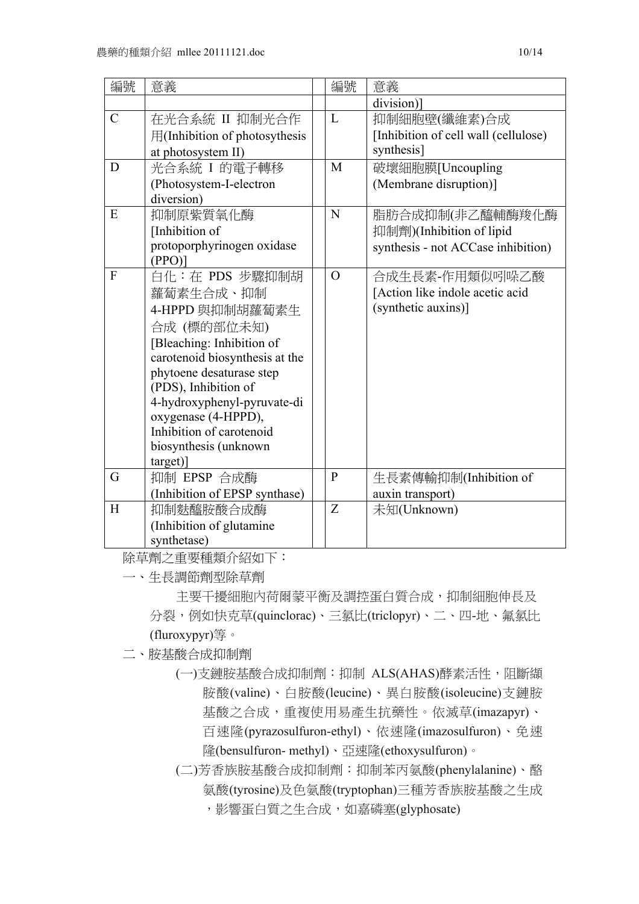| 編號 | 意義 | | 編號 | 意義 |
|---|---|---|---|---|
| | | | | division)] |
| C | 在光合系統 II 抑制光合作用(Inhibition of photosythesis at photosystem II) | | L | 抑制細胞壁(纖維素)合成 [Inhibition of cell wall (cellulose) synthesis] |
| D | 光合系統 I 的電子轉移 (Photosystem-I-electron diversion) | | M | 破壞細胞膜[Uncoupling (Membrane disruption)] |
| E | 抑制原紫質氧化酶 [Inhibition of protoporphyrinogen oxidase (PPO)] | | N | 脂肪合成抑制(非乙醯輔酶羧化酶抑制劑)(Inhibition of lipid synthesis - not ACCase inhibition) |
| F | 白化：在 PDS 步驟抑制胡蘿蔔素生合成、抑制 4-HPPD 與抑制胡蘿蔔素生合成 (標的部位未知) [Bleaching: Inhibition of carotenoid biosynthesis at the phytoene desaturase step (PDS), Inhibition of 4-hydroxyphenyl-pyruvate-dioxygenase (4-HPPD), Inhibition of carotenoid biosynthesis (unknown target)] | | O | 合成生長素-作用類似吲哚乙酸 [Action like indole acetic acid (synthetic auxins)] |
| G | 抑制 EPSP 合成酶 (Inhibition of EPSP synthase) | | P | 生長素傳輸抑制(Inhibition of auxin transport) |
| H | 抑制麩醯胺酸合成酶 (Inhibition of glutamine synthetase) | | Z | 未知(Unknown) |

除草劑之重要種類介紹如下：

一、生長調節劑型除草劑

主要干擾細胞內荷爾蒙平衡及調控蛋白質合成，抑制細胞伸長及分裂，例如快克草(quinclorac)、三氯比(triclopyr)、二、四-地、氟氯比(fluroxypyr)等。

二、胺基酸合成抑制劑

(一)支鏈胺基酸合成抑制劑：抑制 ALS(AHAS)酵素活性，阻斷纈胺酸(valine)、白胺酸(leucine)、異白胺酸(isoleucine)支鏈胺基酸之合成，重複使用易產生抗藥性。依滅草(imazapyr)、百速隆(pyrazosulfuron-ethyl)、依速隆(imazosulfuron)、免速隆(bensulfuron- methyl)、亞速隆(ethoxysulfuron)。

(二)芳香族胺基酸合成抑制劑：抑制苯丙氨酸(phenylalanine)、酪氨酸(tyrosine)及色氨酸(tryptophan)三種芳香族胺基酸之生成，影響蛋白質之生合成，如嘉磷塞(glyphosate)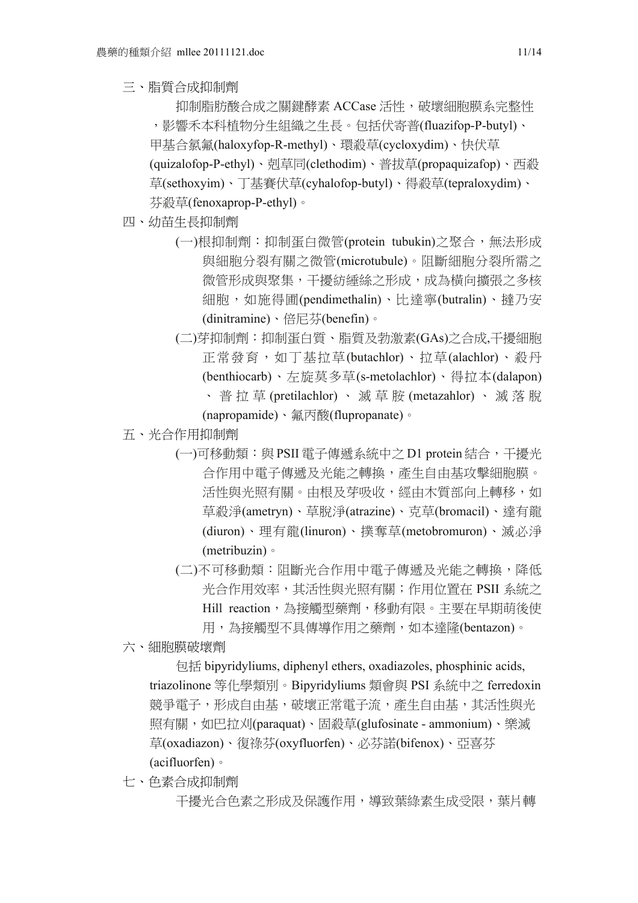三、脂質合成抑制劑

抑制脂肪酸合成之關鍵酵素 ACCase 活性，破壞細胞膜系完整性，影響禾本科植物分生組織之生長。包括伏寄普(fluazifop-P-butyl)、甲基合氯氟(haloxyfop-R-methyl)、環殺草(cycloxydim)、快伏草(quizalofop-P-ethyl)、剋草同(clethodim)、普拔草(propaquizafop)、西殺草(sethoxyim)、丁基賽伏草(cyhalofop-butyl)、得殺草(tepraloxydim)、芬殺草(fenoxaprop-P-ethyl)。

四、幼苗生長抑制劑

(一)根抑制劑：抑制蛋白微管(protein tubukin)之聚合，無法形成與細胞分裂有關之微管(microtubule)。阻斷細胞分裂所需之微管形成與聚集，干擾紡綞絲之形成，成為橫向擴張之多核細胞，如施得圃(pendimethalin)、比達寧(butralin)、撻乃安(dinitramine)、倍尼芬(benefin)。

(二)芽抑制劑：抑制蛋白質、脂質及勃激素(GAs)之合成,干擾細胞正常發育，如丁基拉草(butachlor)、拉草(alachlor)、殺丹(benthiocarb)、左旋莫多草(s-metolachlor)、得拉本(dalapon)、普拉草(pretilachlor)、滅草胺(metazahlor)、滅落脫(napropamide)、氟丙酸(flupropanate)。

五、光合作用抑制劑

(一)可移動類：與 PSII 電子傳遞系統中之 D1 protein 結合，干擾光合作用中電子傳遞及光能之轉換，產生自由基攻擊細胞膜。活性與光照有關。由根及芽吸收，經由木質部向上轉移，如草殺淨(ametryn)、草脫淨(atrazine)、克草(bromacil)、達有龍(diuron)、理有龍(linuron)、撲奪草(metobromuron)、滅必淨(metribuzin)。

(二)不可移動類：阻斷光合作用中電子傳遞及光能之轉換，降低光合作用效率，其活性與光照有關；作用位置在 PSII 系統之 Hill reaction，為接觸型藥劑，移動有限。主要在早期萌後使用，為接觸型不具傳導作用之藥劑，如本達隆(bentazon)。

六、細胞膜破壞劑

包括 bipyridyliums, diphenyl ethers, oxadiazoles, phosphinic acids, triazolinone 等化學類別。Bipyridyliums 類會與 PSI 系統中之 ferredoxin 競爭電子，形成自由基，破壞正常電子流，產生自由基，其活性與光照有關，如巴拉刈(paraquat)、固殺草(glufosinate - ammonium)、樂滅草(oxadiazon)、復祿芬(oxyfluorfen)、必芬諾(bifenox)、亞喜芬(acifluorfen)。

七、色素合成抑制劑

干擾光合色素之形成及保護作用，導致葉綠素生成受限，葉片轉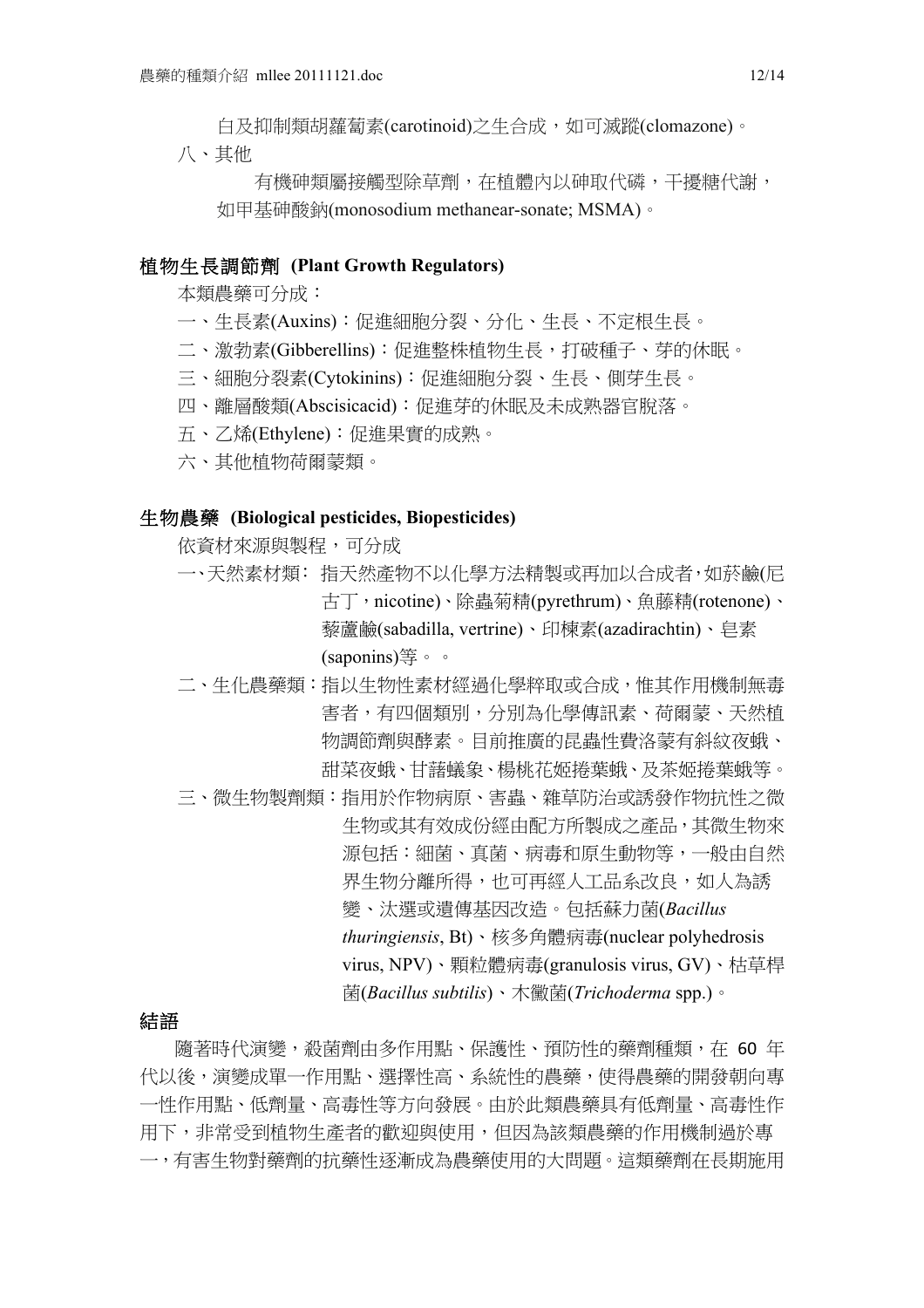白及抑制類胡蘿蔔素(carotinoid)之生合成，如可滅蹤(clomazone)。

八、其他

有機砷類屬接觸型除草劑，在植體內以砷取代磷，干擾糖代謝，如甲基砷酸鈉(monosodium methanear-sonate; MSMA)。

## 植物生長調節劑 (Plant Growth Regulators)

本類農藥可分成：

一、生長素(Auxins)：促進細胞分裂、分化、生長、不定根生長。

二、激勃素(Gibberellins)：促進整株植物生長，打破種子、芽的休眠。

三、細胞分裂素(Cytokinins)：促進細胞分裂、生長、側芽生長。

四、離層酸類(Abscisicacid)：促進芽的休眠及未成熟器官脫落。

五、乙烯(Ethylene)：促進果實的成熟。

六、其他植物荷爾蒙類。

## 生物農藥 (Biological pesticides, Biopesticides)

依資材來源與製程，可分成

一、天然素材類：指天然產物不以化學方法精製或再加以合成者，如菸鹼(尼古丁，nicotine)、除蟲菊精(pyrethrum)、魚藤精(rotenone)、藜蘆鹼(sabadilla, vertrine)、印楝素(azadirachtin)、皂素(saponins)等。。

二、生化農藥類：指以生物性素材經過化學粹取或合成，惟其作用機制無毒害者，有四個類別，分別為化學傳訊素、荷爾蒙、天然植物調節劑與酵素。目前推廣的昆蟲性費洛蒙有斜紋夜蛾、甜菜夜蛾、甘藷蟻象、楊桃花姬捲葉蛾、及茶姬捲葉蛾等。

三、微生物製劑類：指用於作物病原、害蟲、雜草防治或誘發作物抗性之微生物或其有效成份經由配方所製成之產品，其微生物來源包括：細菌、真菌、病毒和原生動物等，一般由自然界生物分離所得，也可再經人工品系改良，如人為誘變、汰選或遺傳基因改造。包括蘇力菌(*Bacillus thuringiensis*, Bt)、核多角體病毒(nuclear polyhedrosis virus, NPV)、顆粒體病毒(granulosis virus, GV)、枯草桿菌(*Bacillus subtilis*)、木黴菌(*Trichoderma* spp.)。

## 結語

隨著時代演變，殺菌劑由多作用點、保護性、預防性的藥劑種類，在 60 年代以後，演變成單一作用點、選擇性高、系統性的農藥，使得農藥的開發朝向專一性作用點、低劑量、高毒性等方向發展。由於此類農藥具有低劑量、高毒性作用下，非常受到植物生產者的歡迎與使用，但因為該類農藥的作用機制過於專一，有害生物對藥劑的抗藥性逐漸成為農藥使用的大問題。這類藥劑在長期施用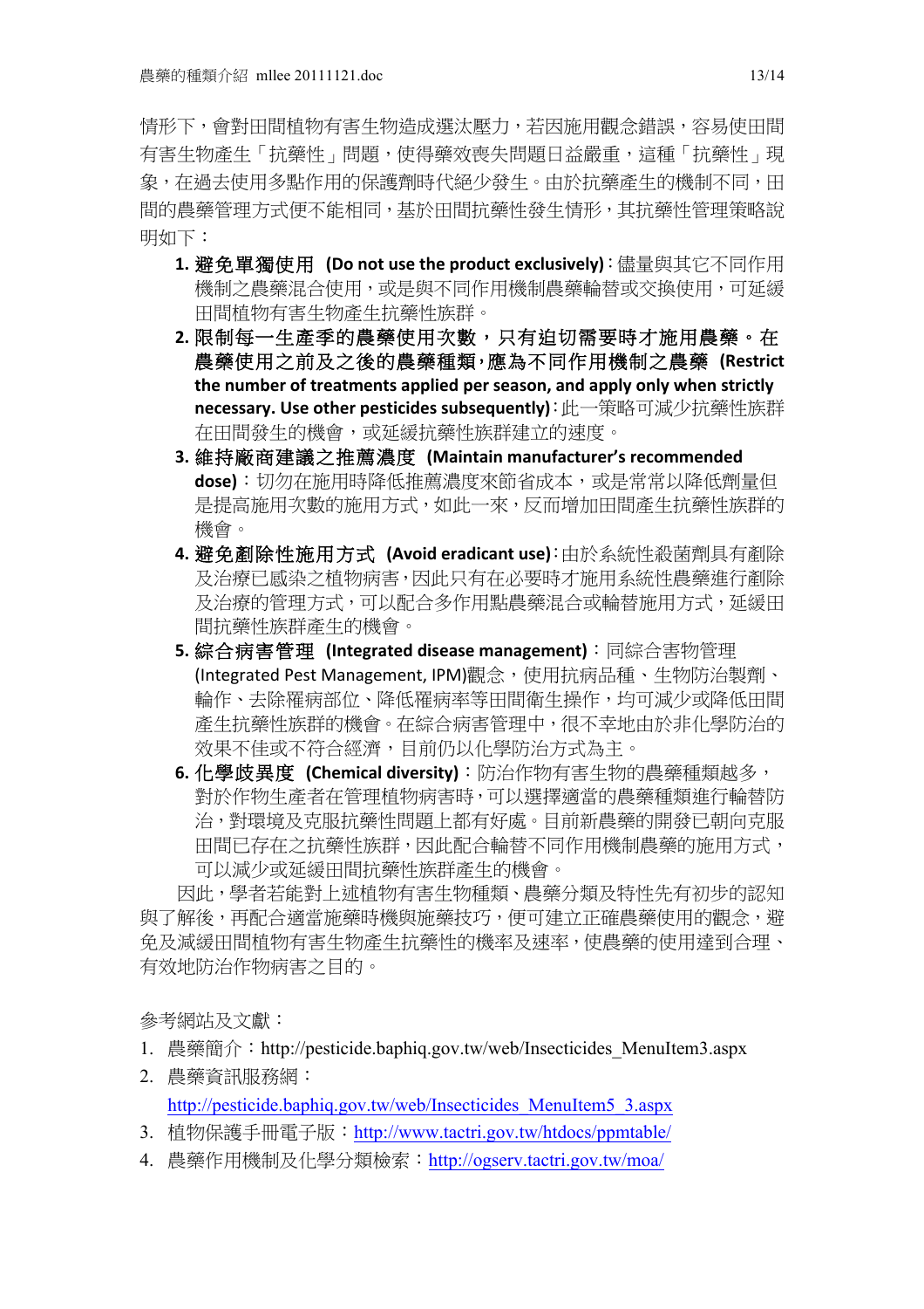情形下，會對田間植物有害生物造成選汰壓力，若因施用觀念錯誤，容易使田間有害生物產生「抗藥性」問題，使得藥效喪失問題日益嚴重，這種「抗藥性」現象，在過去使用多點作用的保護劑時代絕少發生。由於抗藥產生的機制不同，田間的農藥管理方式便不能相同，基於田間抗藥性發生情形，其抗藥性管理策略說明如下：

1. **避免單獨使用 (Do not use the product exclusively)**：儘量與其它不同作用機制之農藥混合使用，或是與不同作用機制農藥輪替或交換使用，可延緩田間植物有害生物產生抗藥性族群。
2. **限制每一生產季的農藥使用次數，只有迫切需要時才施用農藥。在農藥使用之前及之後的農藥種類，應為不同作用機制之農藥 (Restrict the number of treatments applied per season, and apply only when strictly necessary. Use other pesticides subsequently)**：此一策略可減少抗藥性族群在田間發生的機會，或延緩抗藥性族群建立的速度。
3. **維持廠商建議之推薦濃度 (Maintain manufacturer's recommended dose)**：切勿在施用時降低推薦濃度來節省成本，或是常常以降低劑量但是提高施用次數的施用方式，如此一來，反而增加田間產生抗藥性族群的機會。
4. **避免剷除性施用方式 (Avoid eradicant use)**：由於系統性殺菌劑具有剷除及治療已感染之植物病害，因此只有在必要時才施用系統性農藥進行剷除及治療的管理方式，可以配合多作用點農藥混合或輪替施用方式，延緩田間抗藥性族群產生的機會。
5. **綜合病害管理 (Integrated disease management)**：同綜合害物管理(Integrated Pest Management, IPM)觀念，使用抗病品種、生物防治製劑、輪作、去除罹病部位、降低罹病率等田間衛生操作，均可減少或降低田間產生抗藥性族群的機會。在綜合病害管理中，很不幸地由於非化學防治的效果不佳或不符合經濟，目前仍以化學防治方式為主。
6. **化學歧異度 (Chemical diversity)**：防治作物有害生物的農藥種類越多，對於作物生產者在管理植物病害時，可以選擇適當的農藥種類進行輪替防治，對環境及克服抗藥性問題上都有好處。目前新農藥的開發已朝向克服田間已存在之抗藥性族群，因此配合輪替不同作用機制農藥的施用方式，可以減少或延緩田間抗藥性族群產生的機會。

因此，學者若能對上述植物有害生物種類、農藥分類及特性先有初步的認知與了解後，再配合適當施藥時機與施藥技巧，便可建立正確農藥使用的觀念，避免及減緩田間植物有害生物產生抗藥性的機率及速率，使農藥的使用達到合理、有效地防治作物病害之目的。

參考網站及文獻：

1. 農藥簡介：http://pesticide.baphiq.gov.tw/web/Insecticides_MenuItem3.aspx
2. 農藥資訊服務網：http://pesticide.baphiq.gov.tw/web/Insecticides_MenuItem5_3.aspx
3. 植物保護手冊電子版：http://www.tactri.gov.tw/htdocs/ppmtable/
4. 農藥作用機制及化學分類檢索：http://ogserv.tactri.gov.tw/moa/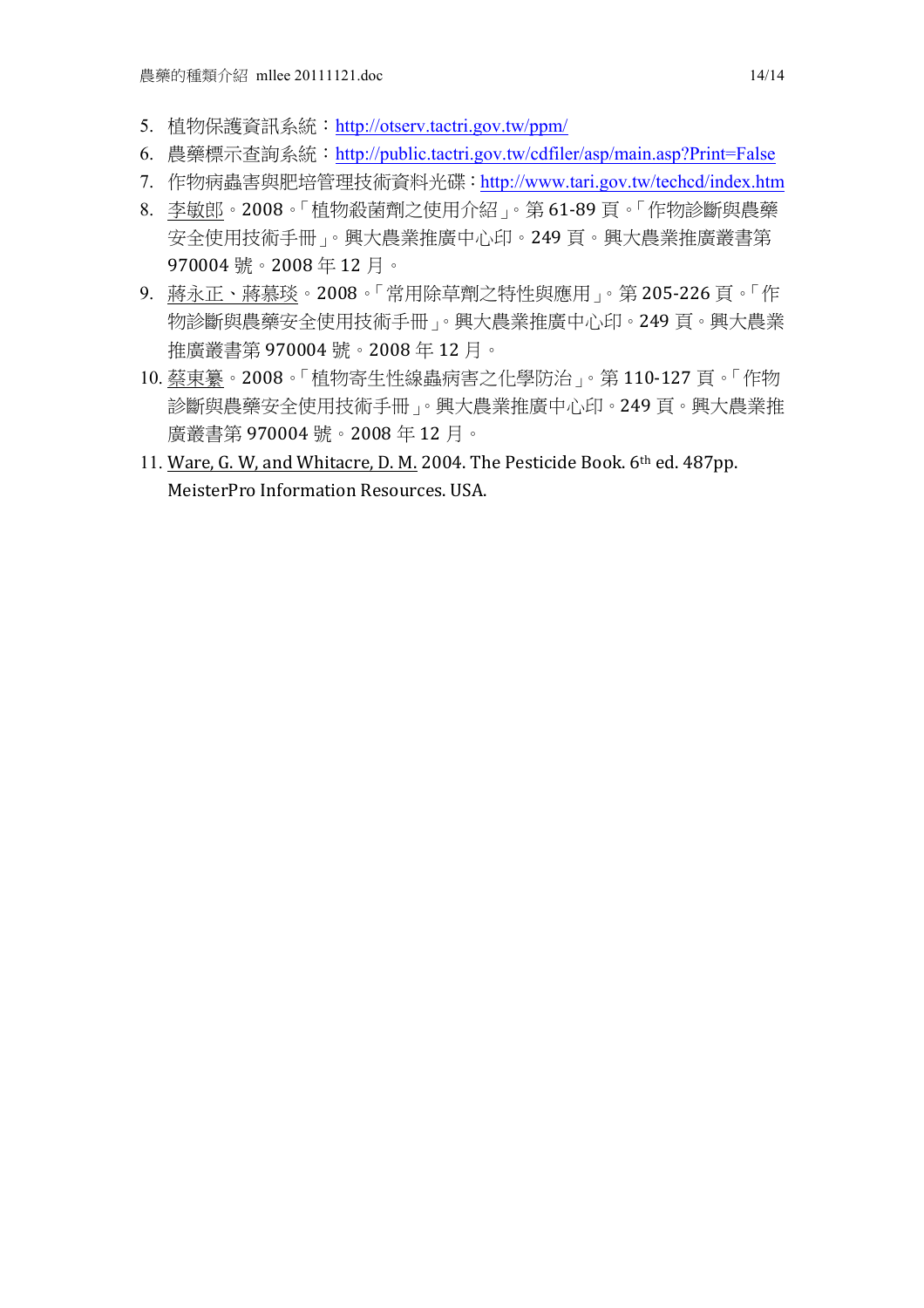5. 植物保護資訊系統：http://otserv.tactri.gov.tw/ppm/
6. 農藥標示查詢系統：http://public.tactri.gov.tw/cdfiler/asp/main.asp?Print=False
7. 作物病蟲害與肥培管理技術資料光碟：http://www.tari.gov.tw/techcd/index.htm
8. 李敏郎。2008。「植物殺菌劑之使用介紹」。第 61-89 頁。「作物診斷與農藥安全使用技術手冊」。興大農業推廣中心印。249 頁。興大農業推廣叢書第 970004 號。2008 年 12 月。
9. 蔣永正、蔣慕琰。2008。「常用除草劑之特性與應用」。第 205-226 頁。「作物診斷與農藥安全使用技術手冊」。興大農業推廣中心印。249 頁。興大農業推廣叢書第 970004 號。2008 年 12 月。
10. 蔡東纂。2008。「植物寄生性線蟲病害之化學防治」。第 110-127 頁。「作物診斷與農藥安全使用技術手冊」。興大農業推廣中心印。249 頁。興大農業推廣叢書第 970004 號。2008 年 12 月。
11. Ware, G. W, and Whitacre, D. M. 2004. The Pesticide Book. 6th ed. 487pp. MeisterPro Information Resources. USA.